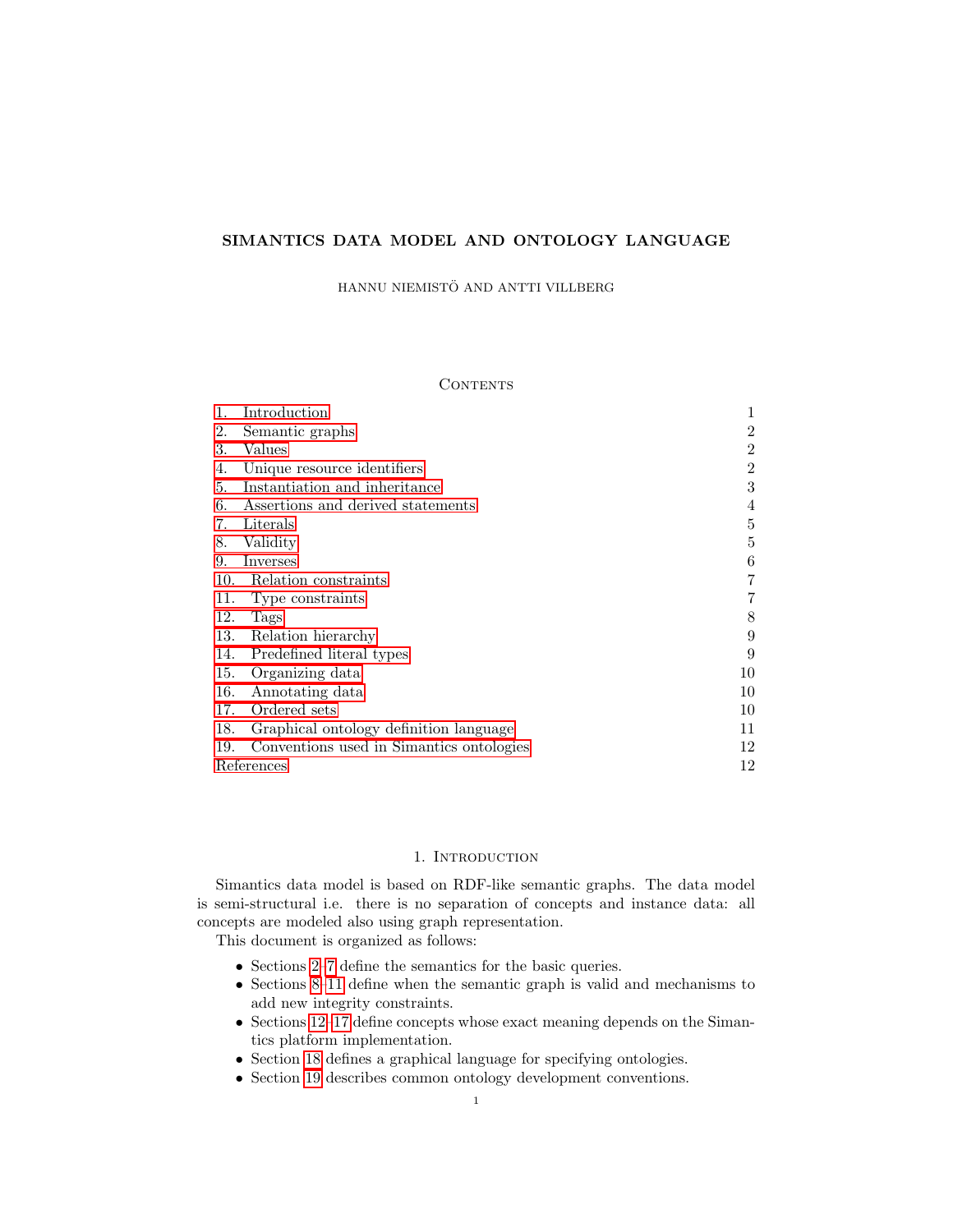# SIMANTICS DATA MODEL AND ONTOLOGY LANGUAGE

HANNU NIEMISTÖ AND ANTTI VILLBERG

## Contents

| | |
|---|---|
| 1. Introduction | 1 |
| 2. Semantic graphs | 2 |
| 3. Values | 2 |
| 4. Unique resource identifiers | 2 |
| 5. Instantiation and inheritance | 3 |
| 6. Assertions and derived statements | 4 |
| 7. Literals | 5 |
| 8. Validity | 5 |
| 9. Inverses | 6 |
| 10. Relation constraints | 7 |
| 11. Type constraints | 7 |
| 12. Tags | 8 |
| 13. Relation hierarchy | 9 |
| 14. Predefined literal types | 9 |
| 15. Organizing data | 10 |
| 16. Annotating data | 10 |
| 17. Ordered sets | 10 |
| 18. Graphical ontology definition language | 11 |
| 19. Conventions used in Simantics ontologies | 12 |
| References | 12 |

## 1. Introduction

Simantics data model is based on RDF-like semantic graphs. The data model is semi-structural i.e. there is no separation of concepts and instance data: all concepts are modeled also using graph representation.

This document is organized as follows:

- Sections 2–7 define the semantics for the basic queries.
- Sections 8–11 define when the semantic graph is valid and mechanisms to add new integrity constraints.
- Sections 12–17 define concepts whose exact meaning depends on the Simantics platform implementation.
- Section 18 defines a graphical language for specifying ontologies.
- Section 19 describes common ontology development conventions.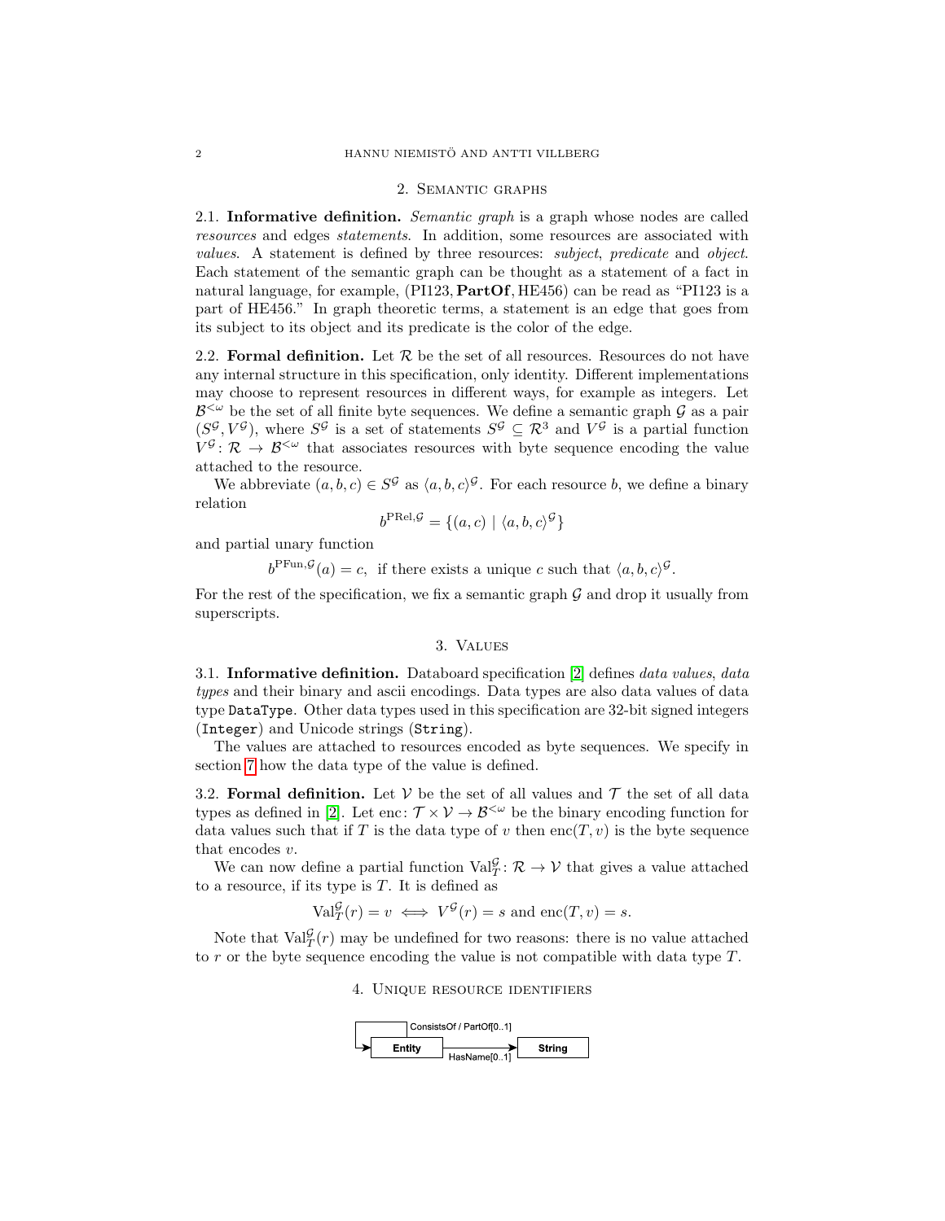## 2. Semantic graphs

**2.1. Informative definition.** *Semantic graph* is a graph whose nodes are called *resources* and edges *statements*. In addition, some resources are associated with *values*. A statement is defined by three resources: *subject*, *predicate* and *object*. Each statement of the semantic graph can be thought as a statement of a fact in natural language, for example, (PI123, **PartOf**, HE456) can be read as "PI123 is a part of HE456." In graph theoretic terms, a statement is an edge that goes from its subject to its object and its predicate is the color of the edge.

**2.2. Formal definition.** Let $\mathcal{R}$ be the set of all resources. Resources do not have any internal structure in this specification, only identity. Different implementations may choose to represent resources in different ways, for example as integers. Let $\mathcal{B}^{<\omega}$ be the set of all finite byte sequences. We define a semantic graph $\mathcal{G}$ as a pair $(S^{\mathcal{G}}, V^{\mathcal{G}})$, where $S^{\mathcal{G}}$ is a set of statements $S^{\mathcal{G}} \subseteq \mathcal{R}^3$ and $V^{\mathcal{G}}$ is a partial function $V^{\mathcal{G}} \colon \mathcal{R} \to \mathcal{B}^{<\omega}$ that associates resources with byte sequence encoding the value attached to the resource.

We abbreviate $(a, b, c) \in S^{\mathcal{G}}$ as $\langle a, b, c\rangle^{\mathcal{G}}$. For each resource $b$, we define a binary relation

$$b^{\mathrm{PRel},\mathcal{G}} = \{(a, c) \mid \langle a, b, c\rangle^{\mathcal{G}}\}$$

and partial unary function

$$b^{\mathrm{PFun},\mathcal{G}}(a) = c, \text{ if there exists a unique } c \text{ such that } \langle a, b, c\rangle^{\mathcal{G}}.$$

For the rest of the specification, we fix a semantic graph $\mathcal{G}$ and drop it usually from superscripts.

## 3. Values

**3.1. Informative definition.** Databoard specification [2] defines *data values*, *data types* and their binary and ascii encodings. Data types are also data values of data type `DataType`. Other data types used in this specification are 32-bit signed integers (`Integer`) and Unicode strings (`String`).

The values are attached to resources encoded as byte sequences. We specify in section 7 how the data type of the value is defined.

**3.2. Formal definition.** Let $\mathcal{V}$ be the set of all values and $\mathcal{T}$ the set of all data types as defined in [2]. Let $\mathrm{enc}\colon \mathcal{T} \times \mathcal{V} \to \mathcal{B}^{<\omega}$ be the binary encoding function for data values such that if $T$ is the data type of $v$ then $\mathrm{enc}(T, v)$ is the byte sequence that encodes $v$.

We can now define a partial function $\mathrm{Val}^{\mathcal{G}}_T \colon \mathcal{R} \to \mathcal{V}$ that gives a value attached to a resource, if its type is $T$. It is defined as

$$\mathrm{Val}^{\mathcal{G}}_T(r) = v \iff V^{\mathcal{G}}(r) = s \text{ and } \mathrm{enc}(T, v) = s.$$

Note that $\mathrm{Val}^{\mathcal{G}}_T(r)$ may be undefined for two reasons: there is no value attached to $r$ or the byte sequence encoding the value is not compatible with data type $T$.

## 4. Unique resource identifiers

ConsistsOf / PartOf[0..1]

Entity —HasName[0..1]→ String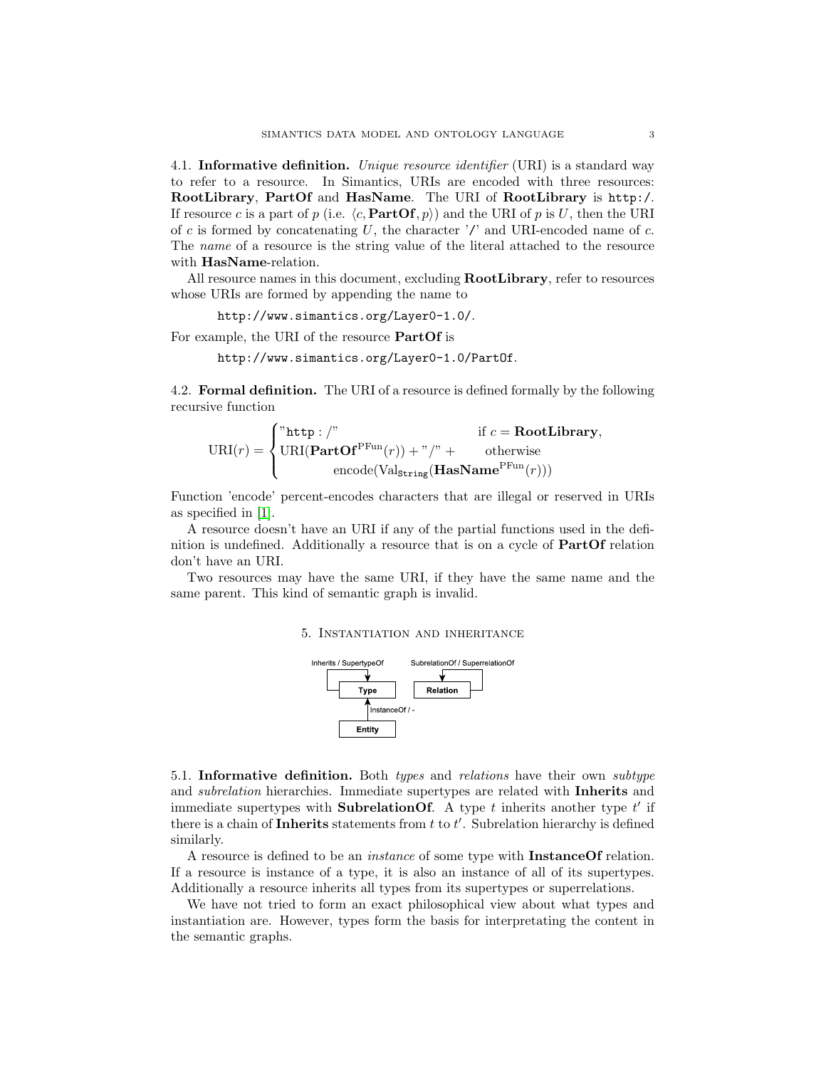**4.1. Informative definition.** *Unique resource identifier* (URI) is a standard way to refer to a resource. In Simantics, URIs are encoded with three resources: **RootLibrary**, **PartOf** and **HasName**. The URI of **RootLibrary** is `http:/`. If resource $c$ is a part of $p$ (i.e. $\langle c, \textbf{PartOf}, p\rangle$) and the URI of $p$ is $U$, then the URI of $c$ is formed by concatenating $U$, the character '/' and URI-encoded name of $c$. The *name* of a resource is the string value of the literal attached to the resource with **HasName**-relation.

All resource names in this document, excluding **RootLibrary**, refer to resources whose URIs are formed by appending the name to

`http://www.simantics.org/Layer0-1.0/`.

For example, the URI of the resource **PartOf** is

`http://www.simantics.org/Layer0-1.0/PartOf`.

**4.2. Formal definition.** The URI of a resource is defined formally by the following recursive function

$$\text{URI}(r) = \begin{cases} \text{"}\texttt{http:/}\text{"} & \text{if } c = \textbf{RootLibrary}, \\ \text{URI}(\textbf{PartOf}^{\text{PFun}}(r)) + \text{"/"} + & \text{otherwise} \\ \quad \text{encode}(\text{Val}_{\texttt{String}}(\textbf{HasName}^{\text{PFun}}(r))) & \end{cases}$$

Function 'encode' percent-encodes characters that are illegal or reserved in URIs as specified in [1].

A resource doesn't have an URI if any of the partial functions used in the definition is undefined. Additionally a resource that is on a cycle of **PartOf** relation don't have an URI.

Two resources may have the same URI, if they have the same name and the same parent. This kind of semantic graph is invalid.

## 5. Instantiation and inheritance

**5.1. Informative definition.** Both *types* and *relations* have their own *subtype* and *subrelation* hierarchies. Immediate supertypes are related with **Inherits** and immediate supertypes with **SubrelationOf**. A type $t$ inherits another type $t'$ if there is a chain of **Inherits** statements from $t$ to $t'$. Subrelation hierarchy is defined similarly.

A resource is defined to be an *instance* of some type with **InstanceOf** relation. If a resource is instance of a type, it is also an instance of all of its supertypes. Additionally a resource inherits all types from its supertypes or superrelations.

We have not tried to form an exact philosophical view about what types and instantiation are. However, types form the basis for interpretating the content in the semantic graphs.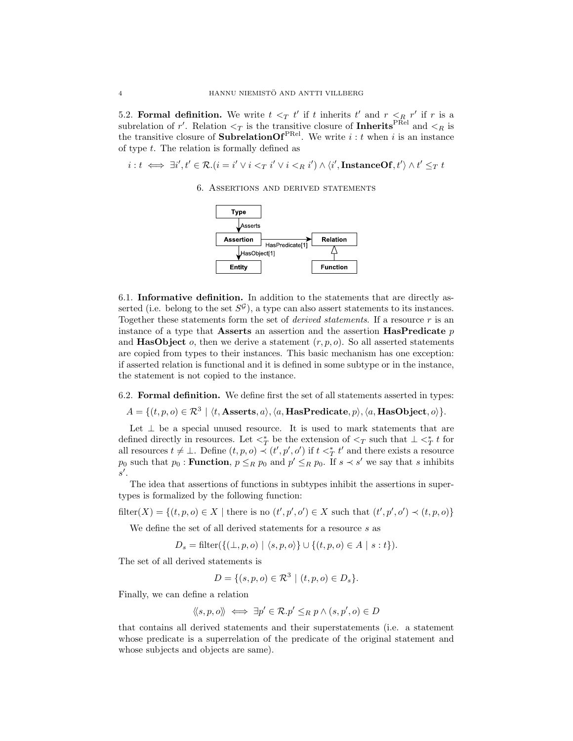5.2. **Formal definition.** We write $t <_T t'$ if $t$ inherits $t'$ and $r <_R r'$ if $r$ is a subrelation of $r'$. Relation $<_T$ is the transitive closure of $\textbf{Inherits}^{\text{PRel}}$ and $<_R$ is the transitive closure of $\textbf{SubrelationOf}^{\text{PRel}}$. We write $i : t$ when $i$ is an instance of type $t$. The relation is formally defined as

$$i : t \iff \exists i', t' \in \mathcal{R}.(i = i' \lor i <_T i' \lor i <_R i') \land \langle i', \textbf{InstanceOf}, t' \rangle \land t' \leq_T t$$

## 6. Assertions and derived statements

6.1. **Informative definition.** In addition to the statements that are directly asserted (i.e. belong to the set $S^{\mathcal{G}}$), a type can also assert statements to its instances. Together these statements form the set of *derived statements*. If a resource $r$ is an instance of a type that **Asserts** an assertion and the assertion **HasPredicate** $p$ and **HasObject** $o$, then we derive a statement $(r, p, o)$. So all asserted statements are copied from types to their instances. This basic mechanism has one exception: if asserted relation is functional and it is defined in some subtype or in the instance, the statement is not copied to the instance.

6.2. **Formal definition.** We define first the set of all statements asserted in types:

$$A = \{(t, p, o) \in \mathcal{R}^3 \mid \langle t, \textbf{Asserts}, a \rangle, \langle a, \textbf{HasPredicate}, p \rangle, \langle a, \textbf{HasObject}, o \rangle\}.$$

Let $\bot$ be a special unused resource. It is used to mark statements that are defined directly in resources. Let $<_T^*$ be the extension of $<_T$ such that $\bot <_T^* t$ for all resources $t \neq \bot$. Define $(t, p, o) \prec (t', p', o')$ if $t <_T^* t'$ and there exists a resource $p_0$ such that $p_0 : \textbf{Function}$, $p \leq_R p_0$ and $p' \leq_R p_0$. If $s \prec s'$ we say that $s$ inhibits $s'$.

The idea that assertions of functions in subtypes inhibit the assertions in supertypes is formalized by the following function:

$$\text{filter}(X) = \{(t, p, o) \in X \mid \text{there is no } (t', p', o') \in X \text{ such that } (t', p', o') \prec (t, p, o)\}$$

We define the set of all derived statements for a resource $s$ as

$$D_s = \text{filter}(\{(\bot, p, o) \mid \langle s, p, o \rangle\} \cup \{(t, p, o) \in A \mid s : t\}).$$

The set of all derived statements is

$$D = \{(s, p, o) \in \mathcal{R}^3 \mid (t, p, o) \in D_s\}.$$

Finally, we can define a relation

$$\langle\langle s, p, o \rangle\rangle \iff \exists p' \in \mathcal{R}. p' \leq_R p \land (s, p', o) \in D$$

that contains all derived statements and their superstatements (i.e. a statement whose predicate is a superrelation of the predicate of the original statement and whose subjects and objects are same).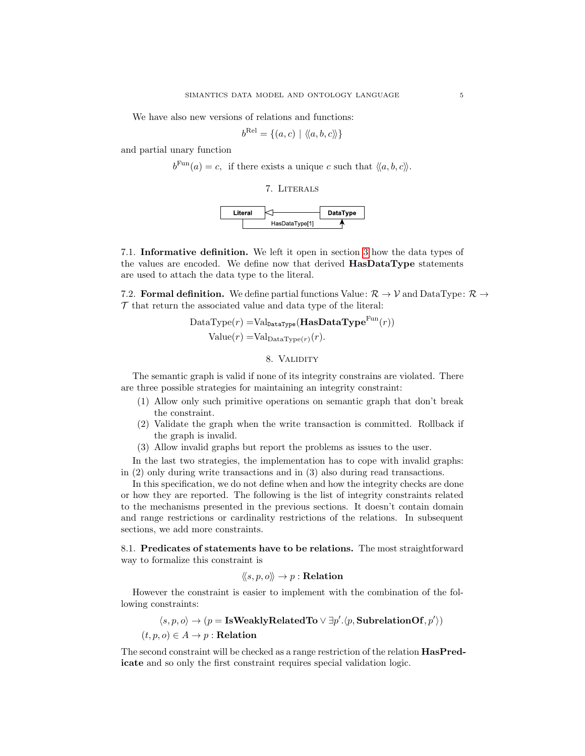We have also new versions of relations and functions:

$$b^{\mathrm{Rel}} = \{(a, c) \mid \langle\!\langle a, b, c \rangle\!\rangle\}$$

and partial unary function

$$b^{\mathrm{Fun}}(a) = c, \text{ if there exists a unique } c \text{ such that } \langle\!\langle a, b, c \rangle\!\rangle.$$

## 7. Literals

Literal ◁— DataType
HasDataType[1]

7.1. **Informative definition.** We left it open in section 3 how the data types of the values are encoded. We define now that derived **HasDataType** statements are used to attach the data type to the literal.

7.2. **Formal definition.** We define partial functions Value: $\mathcal{R} \to \mathcal{V}$ and DataType: $\mathcal{R} \to \mathcal{T}$ that return the associated value and data type of the literal:

$$\mathrm{DataType}(r) = \mathrm{Val}_{\mathtt{DataType}}(\mathbf{HasDataType}^{\mathrm{Fun}}(r))$$
$$\mathrm{Value}(r) = \mathrm{Val}_{\mathrm{DataType}(r)}(r).$$

## 8. Validity

The semantic graph is valid if none of its integrity constrains are violated. There are three possible strategies for maintaining an integrity constraint:

(1) Allow only such primitive operations on semantic graph that don't break the constraint.
(2) Validate the graph when the write transaction is committed. Rollback if the graph is invalid.
(3) Allow invalid graphs but report the problems as issues to the user.

In the last two strategies, the implementation has to cope with invalid graphs: in (2) only during write transactions and in (3) also during read transactions.

In this specification, we do not define when and how the integrity checks are done or how they are reported. The following is the list of integrity constraints related to the mechanisms presented in the previous sections. It doesn't contain domain and range restrictions or cardinality restrictions of the relations. In subsequent sections, we add more constraints.

8.1. **Predicates of statements have to be relations.** The most straightforward way to formalize this constraint is

$$\langle\!\langle s, p, o \rangle\!\rangle \to p : \mathbf{Relation}$$

However the constraint is easier to implement with the combination of the following constraints:

$$\langle s, p, o \rangle \to (p = \mathbf{IsWeaklyRelatedTo} \lor \exists p'.\langle p, \mathbf{SubrelationOf}, p' \rangle)$$
$$(t, p, o) \in A \to p : \mathbf{Relation}$$

The second constraint will be checked as a range restriction of the relation **HasPredicate** and so only the first constraint requires special validation logic.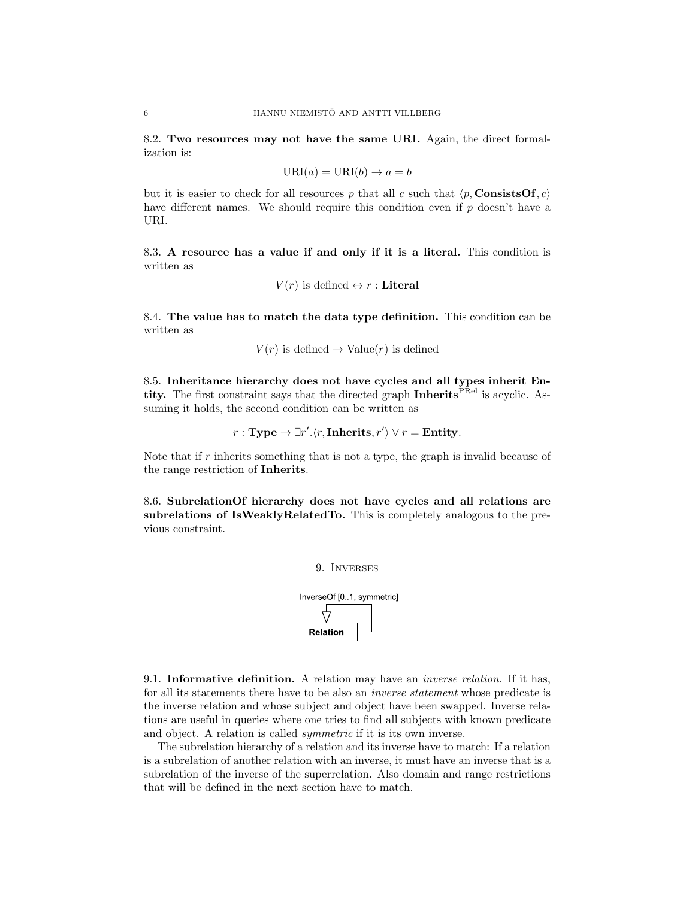8.2. **Two resources may not have the same URI.** Again, the direct formalization is:

$$\mathrm{URI}(a) = \mathrm{URI}(b) \rightarrow a = b$$

but it is easier to check for all resources $p$ that all $c$ such that $\langle p, \mathbf{ConsistsOf}, c\rangle$ have different names. We should require this condition even if $p$ doesn't have a URI.

8.3. **A resource has a value if and only if it is a literal.** This condition is written as

$$V(r) \text{ is defined} \leftrightarrow r : \mathbf{Literal}$$

8.4. **The value has to match the data type definition.** This condition can be written as

$$V(r) \text{ is defined} \rightarrow \mathrm{Value}(r) \text{ is defined}$$

8.5. **Inheritance hierarchy does not have cycles and all types inherit Entity.** The first constraint says that the directed graph $\mathbf{Inherits}^{\mathrm{PRel}}$ is acyclic. Assuming it holds, the second condition can be written as

$$r : \mathbf{Type} \rightarrow \exists r'.\langle r, \mathbf{Inherits}, r'\rangle \vee r = \mathbf{Entity}.$$

Note that if $r$ inherits something that is not a type, the graph is invalid because of the range restriction of **Inherits**.

8.6. **SubrelationOf hierarchy does not have cycles and all relations are subrelations of IsWeaklyRelatedTo.** This is completely analogous to the previous constraint.

## 9. Inverses

InverseOf [0..1, symmetric]

Relation

9.1. **Informative definition.** A relation may have an *inverse relation*. If it has, for all its statements there have to be also an *inverse statement* whose predicate is the inverse relation and whose subject and object have been swapped. Inverse relations are useful in queries where one tries to find all subjects with known predicate and object. A relation is called *symmetric* if it is its own inverse.

The subrelation hierarchy of a relation and its inverse have to match: If a relation is a subrelation of another relation with an inverse, it must have an inverse that is a subrelation of the inverse of the superrelation. Also domain and range restrictions that will be defined in the next section have to match.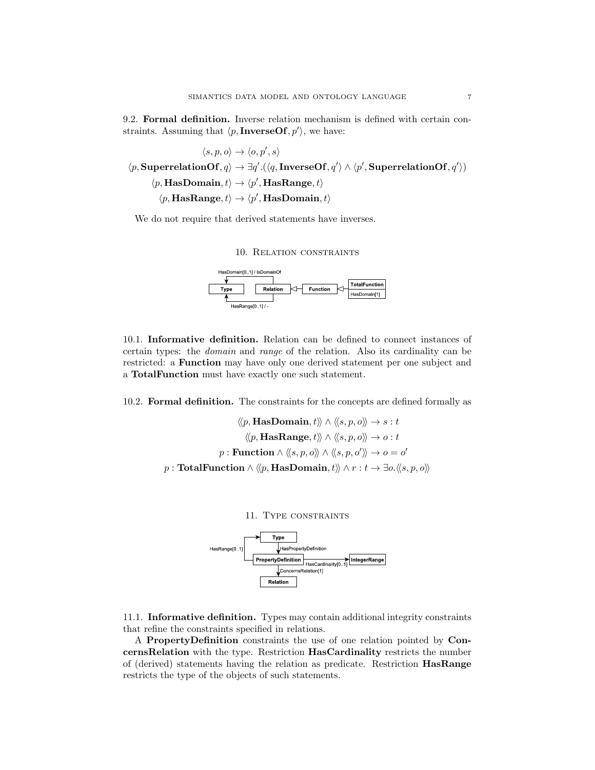9.2. **Formal definition.** Inverse relation mechanism is defined with certain constraints. Assuming that $\langle p, \mathbf{InverseOf}, p' \rangle$, we have:

$$\langle s, p, o \rangle \rightarrow \langle o, p', s \rangle$$

$$\langle p, \mathbf{SuperrelationOf}, q \rangle \rightarrow \exists q'.(\langle q, \mathbf{InverseOf}, q' \rangle \wedge \langle p', \mathbf{SuperrelationOf}, q' \rangle)$$

$$\langle p, \mathbf{HasDomain}, t \rangle \rightarrow \langle p', \mathbf{HasRange}, t \rangle$$

$$\langle p, \mathbf{HasRange}, t \rangle \rightarrow \langle p', \mathbf{HasDomain}, t \rangle$$

We do not require that derived statements have inverses.

## 10. Relation constraints

10.1. **Informative definition.** Relation can be defined to connect instances of certain types: the *domain* and *range* of the relation. Also its cardinality can be restricted: a **Function** may have only one derived statement per one subject and a **TotalFunction** must have exactly one such statement.

10.2. **Formal definition.** The constraints for the concepts are defined formally as

$$\langle\!\langle p, \mathbf{HasDomain}, t \rangle\!\rangle \wedge \langle\!\langle s, p, o \rangle\!\rangle \rightarrow s : t$$

$$\langle\!\langle p, \mathbf{HasRange}, t \rangle\!\rangle \wedge \langle\!\langle s, p, o \rangle\!\rangle \rightarrow o : t$$

$$p : \mathbf{Function} \wedge \langle\!\langle s, p, o \rangle\!\rangle \wedge \langle\!\langle s, p, o' \rangle\!\rangle \rightarrow o = o'$$

$$p : \mathbf{TotalFunction} \wedge \langle\!\langle p, \mathbf{HasDomain}, t \rangle\!\rangle \wedge r : t \rightarrow \exists o. \langle\!\langle s, p, o \rangle\!\rangle$$

## 11. Type constraints

11.1. **Informative definition.** Types may contain additional integrity constraints that refine the constraints specified in relations.

A **PropertyDefinition** constraints the use of one relation pointed by **ConcernsRelation** with the type. Restriction **HasCardinality** restricts the number of (derived) statements having the relation as predicate. Restriction **HasRange** restricts the type of the objects of such statements.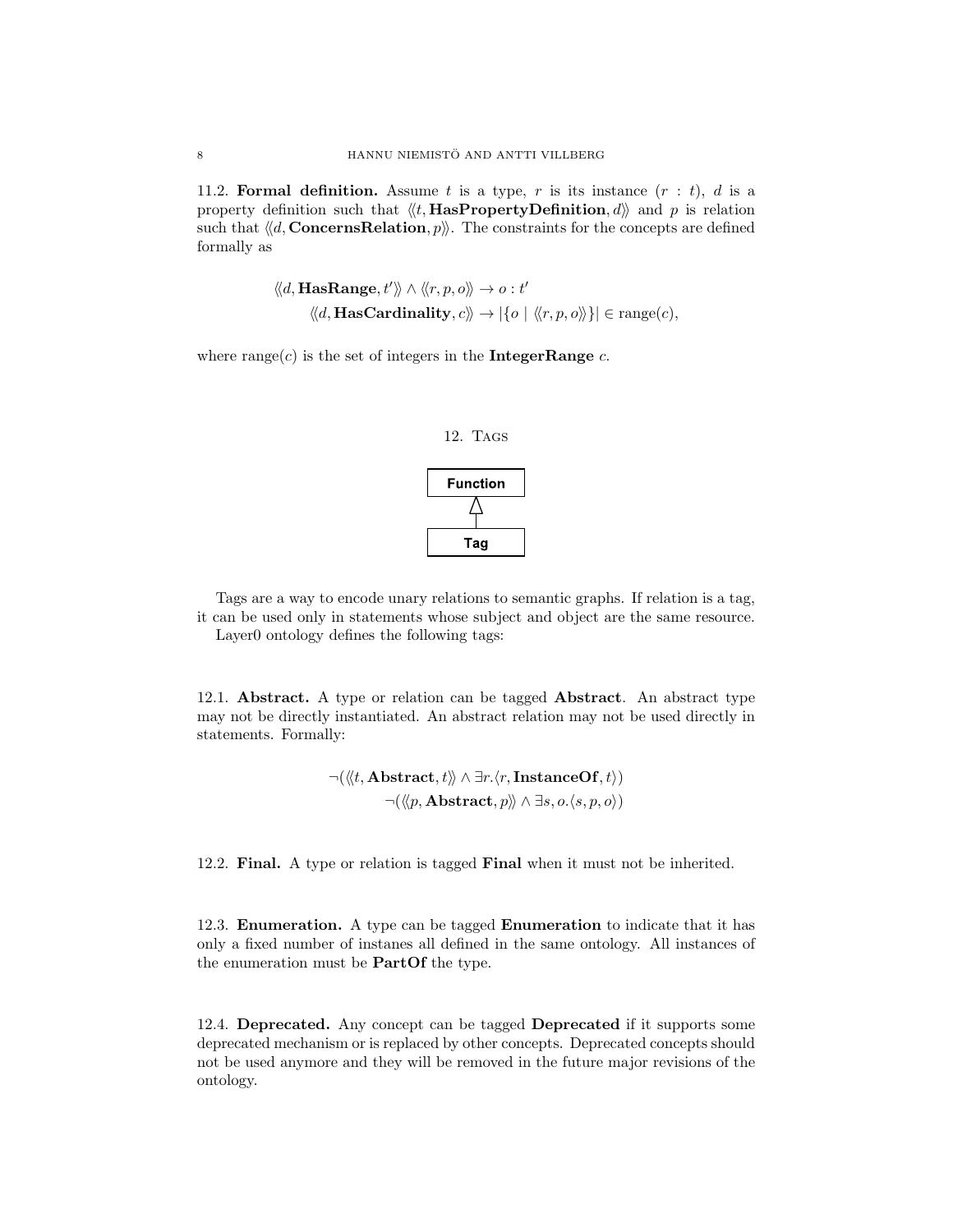11.2. **Formal definition.** Assume $t$ is a type, $r$ is its instance ($r : t$), $d$ is a property definition such that $\langle\!\langle t, \mathbf{HasPropertyDefinition}, d \rangle\!\rangle$ and $p$ is relation such that $\langle\!\langle d, \mathbf{ConcernsRelation}, p \rangle\!\rangle$. The constraints for the concepts are defined formally as

$$\langle\!\langle d, \mathbf{HasRange}, t' \rangle\!\rangle \wedge \langle\!\langle r, p, o \rangle\!\rangle \rightarrow o : t'$$
$$\langle\!\langle d, \mathbf{HasCardinality}, c \rangle\!\rangle \rightarrow |\{o \mid \langle\!\langle r, p, o \rangle\!\rangle\}| \in \mathrm{range}(c),$$

where $\mathrm{range}(c)$ is the set of integers in the **IntegerRange** $c$.

## 12. Tags

```
+----------+
| Function |
+----------+
     △
     |
+----------+
|   Tag    |
+----------+
```

Tags are a way to encode unary relations to semantic graphs. If relation is a tag, it can be used only in statements whose subject and object are the same resource.

Layer0 ontology defines the following tags:

12.1. **Abstract.** A type or relation can be tagged **Abstract**. An abstract type may not be directly instantiated. An abstract relation may not be used directly in statements. Formally:

$$\neg(\langle\!\langle t, \mathbf{Abstract}, t \rangle\!\rangle \wedge \exists r. \langle r, \mathbf{InstanceOf}, t \rangle)$$
$$\neg(\langle\!\langle p, \mathbf{Abstract}, p \rangle\!\rangle \wedge \exists s, o. \langle s, p, o \rangle)$$

12.2. **Final.** A type or relation is tagged **Final** when it must not be inherited.

12.3. **Enumeration.** A type can be tagged **Enumeration** to indicate that it has only a fixed number of instanes all defined in the same ontology. All instances of the enumeration must be **PartOf** the type.

12.4. **Deprecated.** Any concept can be tagged **Deprecated** if it supports some deprecated mechanism or is replaced by other concepts. Deprecated concepts should not be used anymore and they will be removed in the future major revisions of the ontology.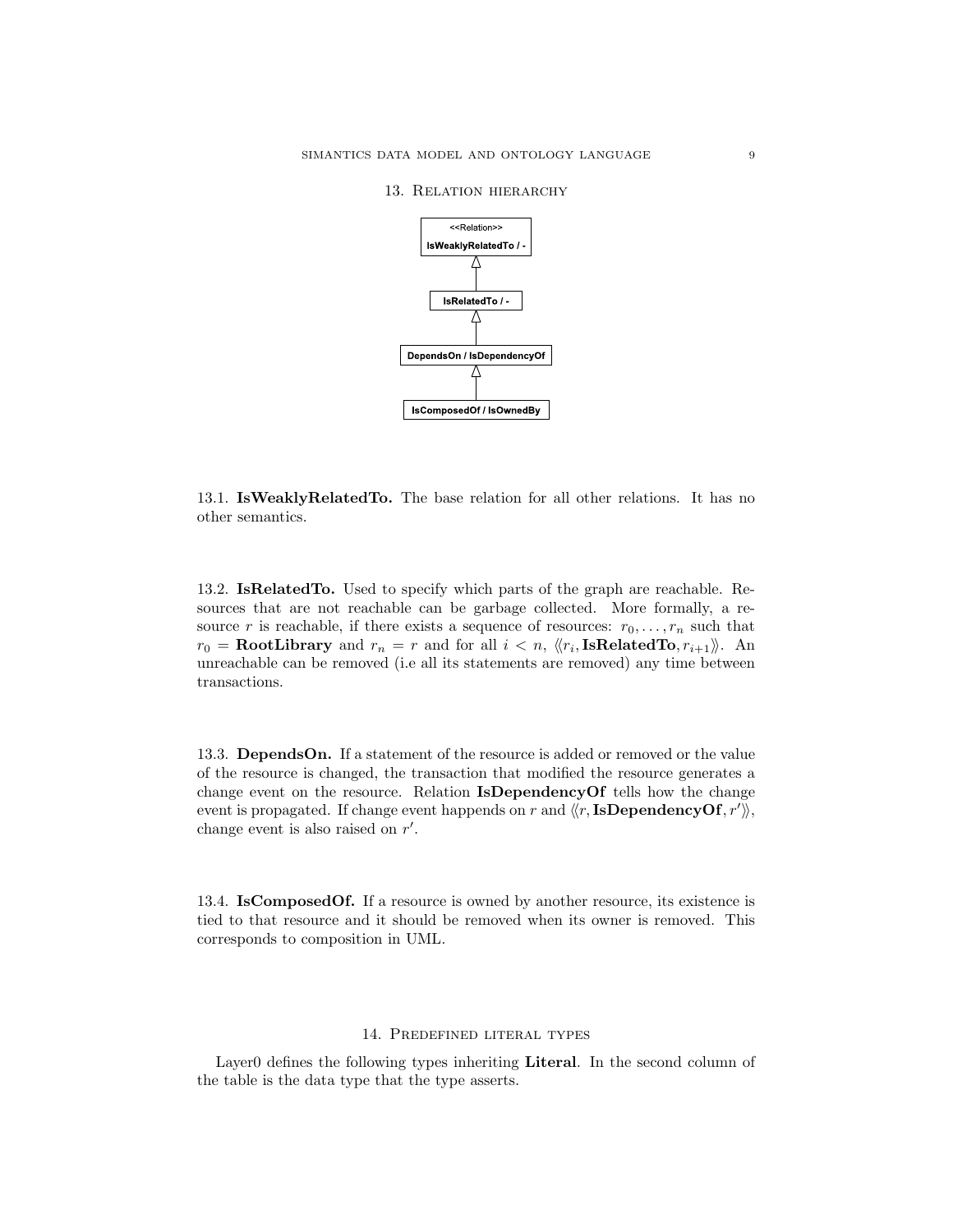## 13. Relation hierarchy

13.1. **IsWeaklyRelatedTo.** The base relation for all other relations. It has no other semantics.

13.2. **IsRelatedTo.** Used to specify which parts of the graph are reachable. Resources that are not reachable can be garbage collected. More formally, a resource $r$ is reachable, if there exists a sequence of resources: $r_0, \ldots, r_n$ such that $r_0 = \textbf{RootLibrary}$ and $r_n = r$ and for all $i < n$, $\langle\!\langle r_i, \textbf{IsRelatedTo}, r_{i+1} \rangle\!\rangle$. An unreachable can be removed (i.e all its statements are removed) any time between transactions.

13.3. **DependsOn.** If a statement of the resource is added or removed or the value of the resource is changed, the transaction that modified the resource generates a change event on the resource. Relation **IsDependencyOf** tells how the change event is propagated. If change event happends on $r$ and $\langle\!\langle r, \textbf{IsDependencyOf}, r' \rangle\!\rangle$, change event is also raised on $r'$.

13.4. **IsComposedOf.** If a resource is owned by another resource, its existence is tied to that resource and it should be removed when its owner is removed. This corresponds to composition in UML.

## 14. Predefined literal types

Layer0 defines the following types inheriting **Literal**. In the second column of the table is the data type that the type asserts.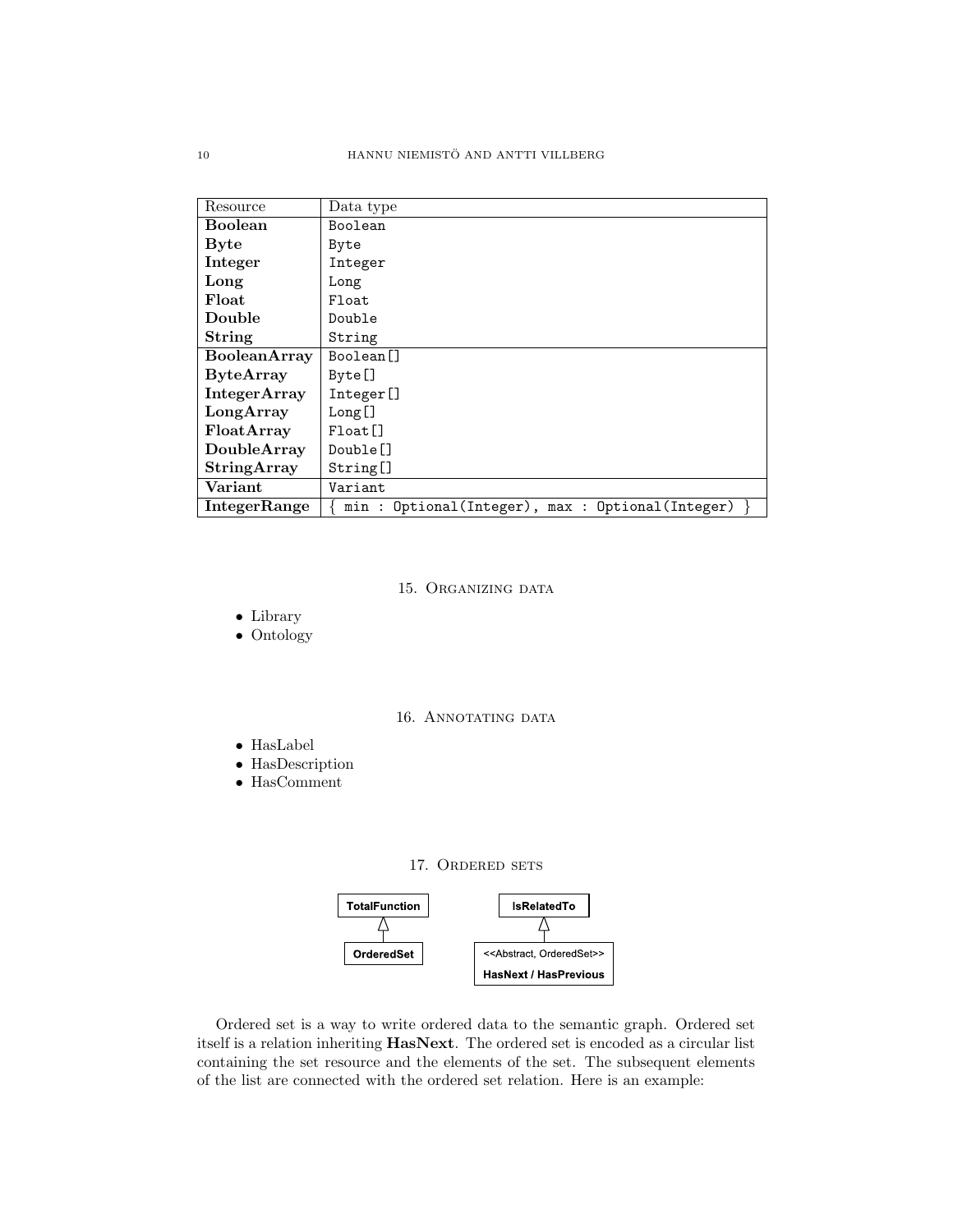| Resource | Data type |
|---|---|
| **Boolean** | `Boolean` |
| **Byte** | `Byte` |
| **Integer** | `Integer` |
| **Long** | `Long` |
| **Float** | `Float` |
| **Double** | `Double` |
| **String** | `String` |
| **BooleanArray** | `Boolean[]` |
| **ByteArray** | `Byte[]` |
| **IntegerArray** | `Integer[]` |
| **LongArray** | `Long[]` |
| **FloatArray** | `Float[]` |
| **DoubleArray** | `Double[]` |
| **StringArray** | `String[]` |
| **Variant** | `Variant` |
| **IntegerRange** | { `min : Optional(Integer), max : Optional(Integer)` } |

## 15. Organizing data

- Library
- Ontology

## 16. Annotating data

- HasLabel
- HasDescription
- HasComment

## 17. Ordered sets

**TotalFunction** ◁— **OrderedSet**

**IsRelatedTo** ◁— <<Abstract, OrderedSet>> **HasNext / HasPrevious**

Ordered set is a way to write ordered data to the semantic graph. Ordered set itself is a relation inheriting **HasNext**. The ordered set is encoded as a circular list containing the set resource and the elements of the set. The subsequent elements of the list are connected with the ordered set relation. Here is an example: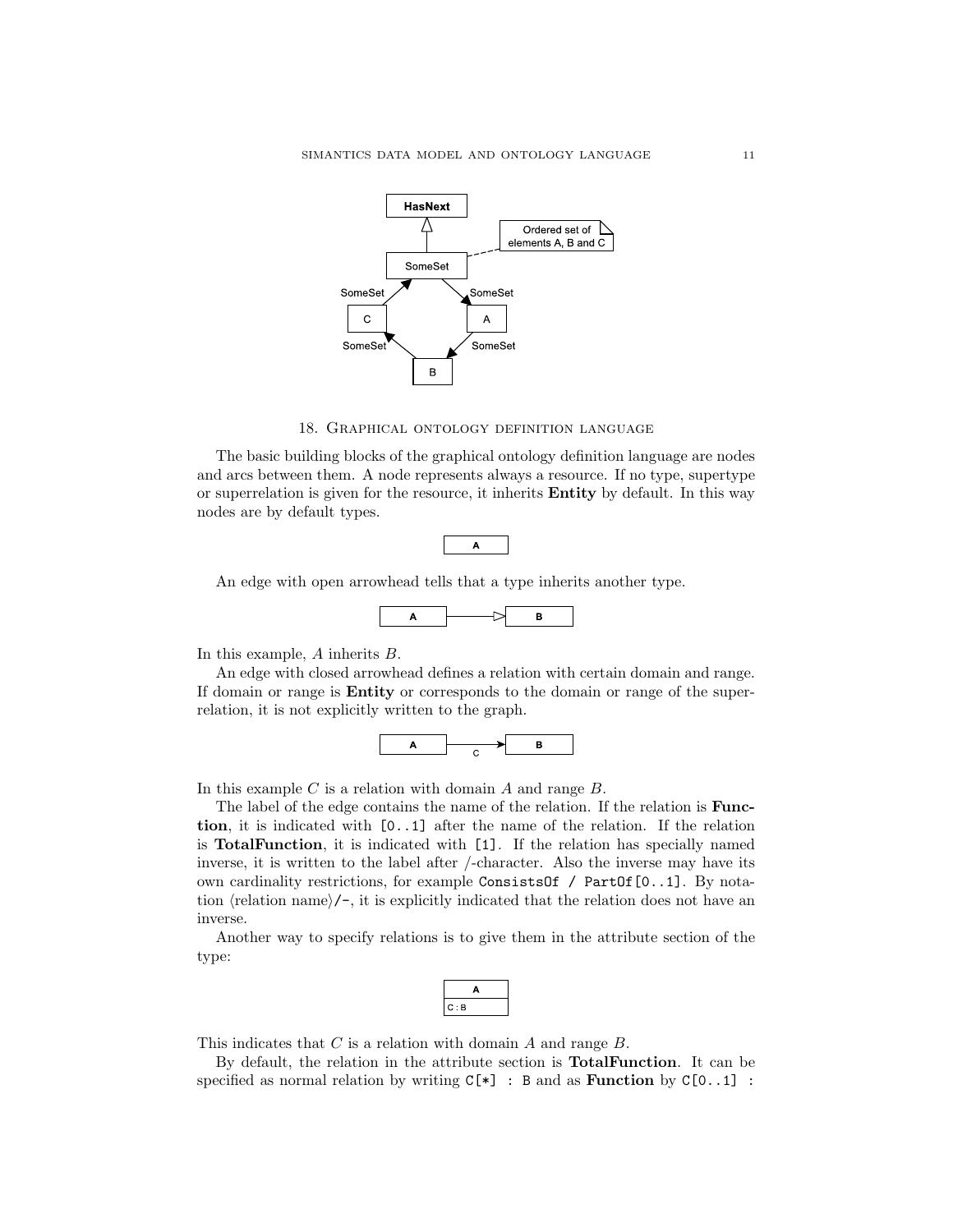## 18. Graphical ontology definition language

The basic building blocks of the graphical ontology definition language are nodes and arcs between them. A node represents always a resource. If no type, supertype or superrelation is given for the resource, it inherits **Entity** by default. In this way nodes are by default types.

An edge with open arrowhead tells that a type inherits another type.

In this example, $A$ inherits $B$.

An edge with closed arrowhead defines a relation with certain domain and range. If domain or range is **Entity** or corresponds to the domain or range of the superrelation, it is not explicitly written to the graph.

In this example $C$ is a relation with domain $A$ and range $B$.

The label of the edge contains the name of the relation. If the relation is **Function**, it is indicated with `[0..1]` after the name of the relation. If the relation is **TotalFunction**, it is indicated with `[1]`. If the relation has specially named inverse, it is written to the label after /-character. Also the inverse may have its own cardinality restrictions, for example `ConsistsOf / PartOf[0..1]`. By notation ⟨relation name⟩`/-`, it is explicitly indicated that the relation does not have an inverse.

Another way to specify relations is to give them in the attribute section of the type:

This indicates that $C$ is a relation with domain $A$ and range $B$.

By default, the relation in the attribute section is **TotalFunction**. It can be specified as normal relation by writing `C[*] : B` and as **Function** by `C[0..1] :`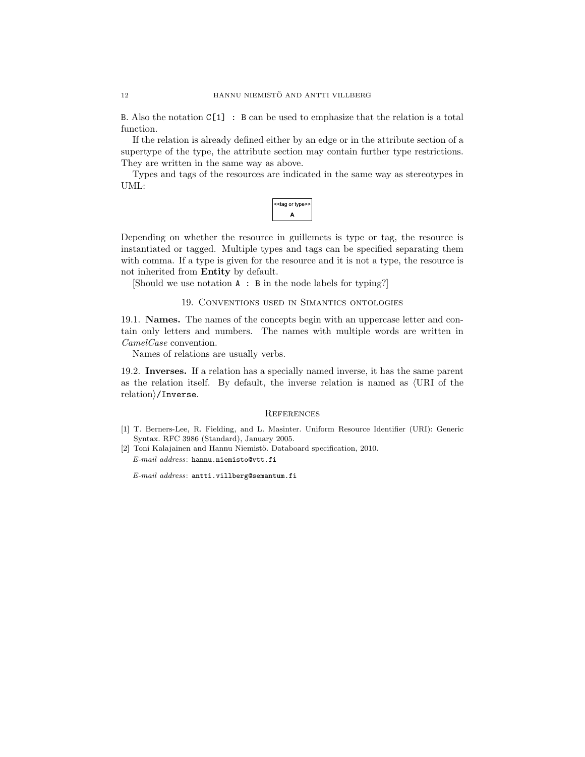B. Also the notation `C[1] : B` can be used to emphasize that the relation is a total function.

If the relation is already defined either by an edge or in the attribute section of a supertype of the type, the attribute section may contain further type restrictions. They are written in the same way as above.

Types and tags of the resources are indicated in the same way as stereotypes in UML:

<<tag or type>>
A

Depending on whether the resource in guillemets is type or tag, the resource is instantiated or tagged. Multiple types and tags can be specified separating them with comma. If a type is given for the resource and it is not a type, the resource is not inherited from **Entity** by default.

[Should we use notation `A : B` in the node labels for typing?]

## 19. Conventions used in Simantics ontologies

**19.1. Names.** The names of the concepts begin with an uppercase letter and contain only letters and numbers. The names with multiple words are written in *CamelCase* convention.

Names of relations are usually verbs.

**19.2. Inverses.** If a relation has a specially named inverse, it has the same parent as the relation itself. By default, the inverse relation is named as ⟨URI of the relation⟩`/Inverse`.

## References

[1] T. Berners-Lee, R. Fielding, and L. Masinter. Uniform Resource Identifier (URI): Generic Syntax. RFC 3986 (Standard), January 2005.

[2] Toni Kalajainen and Hannu Niemistö. Databoard specification, 2010.

*E-mail address*: `hannu.niemisto@vtt.fi`

*E-mail address*: `antti.villberg@semantum.fi`